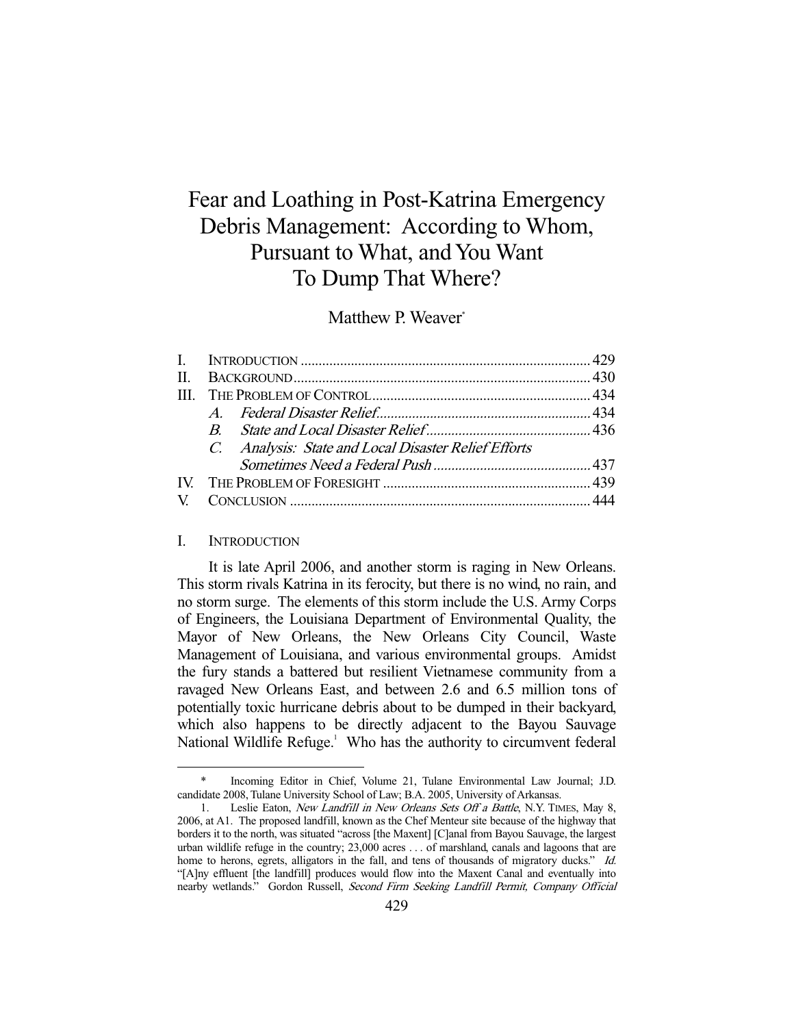# Fear and Loathing in Post-Katrina Emergency Debris Management: According to Whom, Pursuant to What, and You Want To Dump That Where?

Matthew P. Weaver*

| | | |
|---|---|---|
| I. | INTRODUCTION | 429 |
| II. | BACKGROUND | 430 |
| III. | THE PROBLEM OF CONTROL | 434 |
| | A. *Federal Disaster Relief* | 434 |
| | B. *State and Local Disaster Relief* | 436 |
| | C. *Analysis: State and Local Disaster Relief Efforts Sometimes Need a Federal Push* | 437 |
| IV. | THE PROBLEM OF FORESIGHT | 439 |
| V. | CONCLUSION | 444 |

## I. INTRODUCTION

It is late April 2006, and another storm is raging in New Orleans. This storm rivals Katrina in its ferocity, but there is no wind, no rain, and no storm surge. The elements of this storm include the U.S. Army Corps of Engineers, the Louisiana Department of Environmental Quality, the Mayor of New Orleans, the New Orleans City Council, Waste Management of Louisiana, and various environmental groups. Amidst the fury stands a battered but resilient Vietnamese community from a ravaged New Orleans East, and between 2.6 and 6.5 million tons of potentially toxic hurricane debris about to be dumped in their backyard, which also happens to be directly adjacent to the Bayou Sauvage National Wildlife Refuge.[1] Who has the authority to circumvent federal

---

\* Incoming Editor in Chief, Volume 21, Tulane Environmental Law Journal; J.D. candidate 2008, Tulane University School of Law; B.A. 2005, University of Arkansas.

1. Leslie Eaton, *New Landfill in New Orleans Sets Off a Battle*, N.Y. TIMES, May 8, 2006, at A1. The proposed landfill, known as the Chef Menteur site because of the highway that borders it to the north, was situated "across [the Maxent] [C]anal from Bayou Sauvage, the largest urban wildlife refuge in the country; 23,000 acres . . . of marshland, canals and lagoons that are home to herons, egrets, alligators in the fall, and tens of thousands of migratory ducks." *Id.* "[A]ny effluent [the landfill] produces would flow into the Maxent Canal and eventually into nearby wetlands." Gordon Russell, *Second Firm Seeking Landfill Permit, Company Official*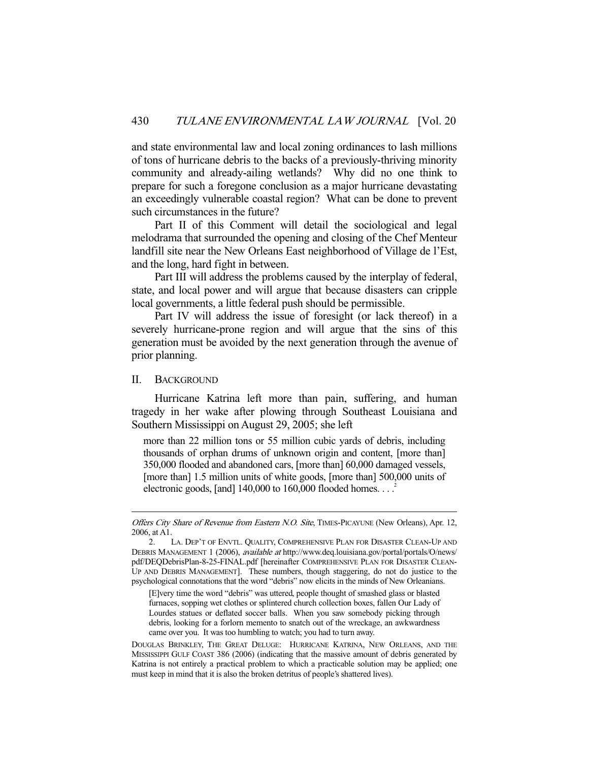and state environmental law and local zoning ordinances to lash millions of tons of hurricane debris to the backs of a previously-thriving minority community and already-ailing wetlands? Why did no one think to prepare for such a foregone conclusion as a major hurricane devastating an exceedingly vulnerable coastal region? What can be done to prevent such circumstances in the future?

Part II of this Comment will detail the sociological and legal melodrama that surrounded the opening and closing of the Chef Menteur landfill site near the New Orleans East neighborhood of Village de l'Est, and the long, hard fight in between.

Part III will address the problems caused by the interplay of federal, state, and local power and will argue that because disasters can cripple local governments, a little federal push should be permissible.

Part IV will address the issue of foresight (or lack thereof) in a severely hurricane-prone region and will argue that the sins of this generation must be avoided by the next generation through the avenue of prior planning.

## II. Background

Hurricane Katrina left more than pain, suffering, and human tragedy in her wake after plowing through Southeast Louisiana and Southern Mississippi on August 29, 2005; she left

> more than 22 million tons or 55 million cubic yards of debris, including thousands of orphan drums of unknown origin and content, [more than] 350,000 flooded and abandoned cars, [more than] 60,000 damaged vessels, [more than] 1.5 million units of white goods, [more than] 500,000 units of electronic goods, [and] 140,000 to 160,000 flooded homes. . . .[2]

---

*Offers City Share of Revenue from Eastern N.O. Site*, TIMES-PICAYUNE (New Orleans), Apr. 12, 2006, at A1.

2. LA. DEP'T OF ENVTL. QUALITY, COMPREHENSIVE PLAN FOR DISASTER CLEAN-UP AND DEBRIS MANAGEMENT 1 (2006), *available at* http://www.deq.louisiana.gov/portal/portals/O/news/pdf/DEQDebrisPlan-8-25-FINAL.pdf [hereinafter COMPREHENSIVE PLAN FOR DISASTER CLEAN-UP AND DEBRIS MANAGEMENT]. These numbers, though staggering, do not do justice to the psychological connotations that the word "debris" now elicits in the minds of New Orleanians.

> [E]very time the word "debris" was uttered, people thought of smashed glass or blasted furnaces, sopping wet clothes or splintered church collection boxes, fallen Our Lady of Lourdes statues or deflated soccer balls. When you saw somebody picking through debris, looking for a forlorn memento to snatch out of the wreckage, an awkwardness came over you. It was too humbling to watch; you had to turn away.

DOUGLAS BRINKLEY, THE GREAT DELUGE: HURRICANE KATRINA, NEW ORLEANS, AND THE MISSISSIPPI GULF COAST 386 (2006) (indicating that the massive amount of debris generated by Katrina is not entirely a practical problem to which a practicable solution may be applied; one must keep in mind that it is also the broken detritus of people's shattered lives).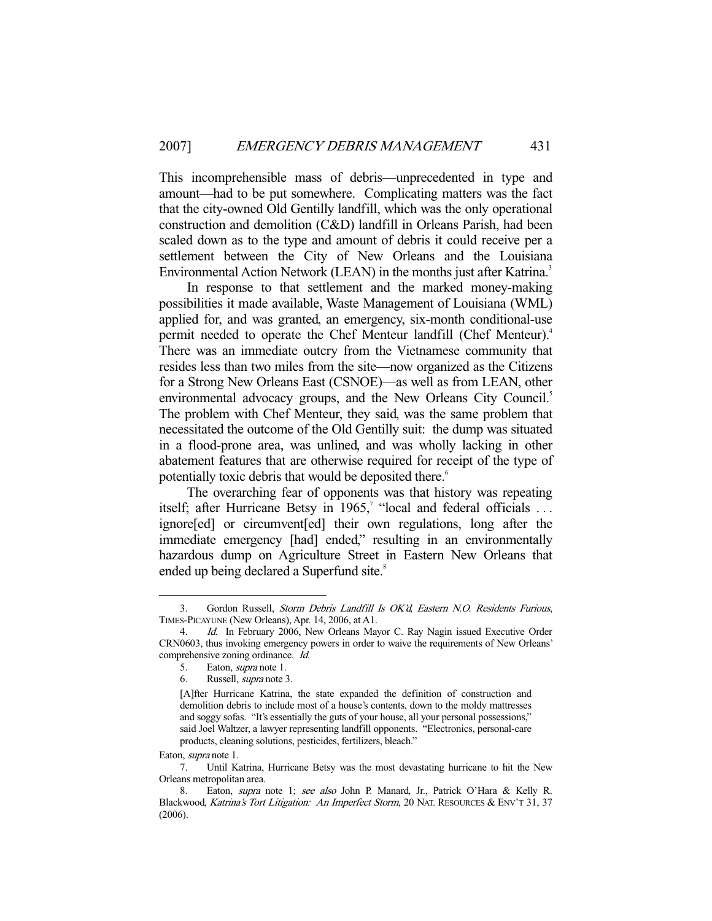This incomprehensible mass of debris—unprecedented in type and amount—had to be put somewhere. Complicating matters was the fact that the city-owned Old Gentilly landfill, which was the only operational construction and demolition (C&D) landfill in Orleans Parish, had been scaled down as to the type and amount of debris it could receive per a settlement between the City of New Orleans and the Louisiana Environmental Action Network (LEAN) in the months just after Katrina.[3]

In response to that settlement and the marked money-making possibilities it made available, Waste Management of Louisiana (WML) applied for, and was granted, an emergency, six-month conditional-use permit needed to operate the Chef Menteur landfill (Chef Menteur).[4] There was an immediate outcry from the Vietnamese community that resides less than two miles from the site—now organized as the Citizens for a Strong New Orleans East (CSNOE)—as well as from LEAN, other environmental advocacy groups, and the New Orleans City Council.[5] The problem with Chef Menteur, they said, was the same problem that necessitated the outcome of the Old Gentilly suit: the dump was situated in a flood-prone area, was unlined, and was wholly lacking in other abatement features that are otherwise required for receipt of the type of potentially toxic debris that would be deposited there.[6]

The overarching fear of opponents was that history was repeating itself; after Hurricane Betsy in 1965,[7] "local and federal officials . . . ignore[ed] or circumvent[ed] their own regulations, long after the immediate emergency [had] ended," resulting in an environmentally hazardous dump on Agriculture Street in Eastern New Orleans that ended up being declared a Superfund site.[8]

---

3. Gordon Russell, *Storm Debris Landfill Is OK'd, Eastern N.O. Residents Furious*, TIMES-PICAYUNE (New Orleans), Apr. 14, 2006, at A1.

4. *Id.* In February 2006, New Orleans Mayor C. Ray Nagin issued Executive Order CRN0603, thus invoking emergency powers in order to waive the requirements of New Orleans' comprehensive zoning ordinance. *Id.*

5. Eaton, *supra* note 1.

6. Russell, *supra* note 3.

> [A]fter Hurricane Katrina, the state expanded the definition of construction and demolition debris to include most of a house's contents, down to the moldy mattresses and soggy sofas. "It's essentially the guts of your house, all your personal possessions," said Joel Waltzer, a lawyer representing landfill opponents. "Electronics, personal-care products, cleaning solutions, pesticides, fertilizers, bleach."

Eaton, *supra* note 1.

7. Until Katrina, Hurricane Betsy was the most devastating hurricane to hit the New Orleans metropolitan area.

8. Eaton, *supra* note 1; *see also* John P. Manard, Jr., Patrick O'Hara & Kelly R. Blackwood, *Katrina's Tort Litigation: An Imperfect Storm*, 20 NAT. RESOURCES & ENV'T 31, 37 (2006).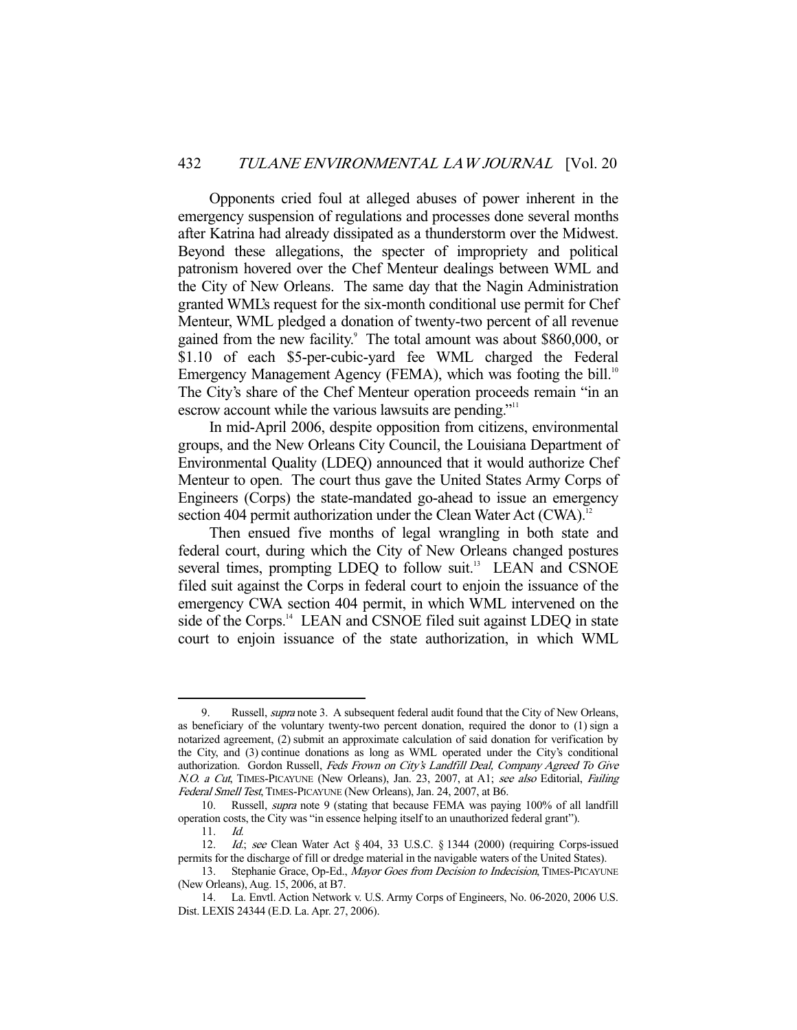Opponents cried foul at alleged abuses of power inherent in the emergency suspension of regulations and processes done several months after Katrina had already dissipated as a thunderstorm over the Midwest. Beyond these allegations, the specter of impropriety and political patronism hovered over the Chef Menteur dealings between WML and the City of New Orleans. The same day that the Nagin Administration granted WML's request for the six-month conditional use permit for Chef Menteur, WML pledged a donation of twenty-two percent of all revenue gained from the new facility.[9] The total amount was about $860,000, or $1.10 of each $5-per-cubic-yard fee WML charged the Federal Emergency Management Agency (FEMA), which was footing the bill.[10] The City's share of the Chef Menteur operation proceeds remain "in an escrow account while the various lawsuits are pending."[11]

In mid-April 2006, despite opposition from citizens, environmental groups, and the New Orleans City Council, the Louisiana Department of Environmental Quality (LDEQ) announced that it would authorize Chef Menteur to open. The court thus gave the United States Army Corps of Engineers (Corps) the state-mandated go-ahead to issue an emergency section 404 permit authorization under the Clean Water Act (CWA).[12]

Then ensued five months of legal wrangling in both state and federal court, during which the City of New Orleans changed postures several times, prompting LDEQ to follow suit.[13] LEAN and CSNOE filed suit against the Corps in federal court to enjoin the issuance of the emergency CWA section 404 permit, in which WML intervened on the side of the Corps.[14] LEAN and CSNOE filed suit against LDEQ in state court to enjoin issuance of the state authorization, in which WML

---

9. Russell, *supra* note 3. A subsequent federal audit found that the City of New Orleans, as beneficiary of the voluntary twenty-two percent donation, required the donor to (1) sign a notarized agreement, (2) submit an approximate calculation of said donation for verification by the City, and (3) continue donations as long as WML operated under the City's conditional authorization. Gordon Russell, *Feds Frown on City's Landfill Deal, Company Agreed To Give N.O. a Cut*, TIMES-PICAYUNE (New Orleans), Jan. 23, 2007, at A1; *see also* Editorial, *Failing Federal Smell Test*, TIMES-PICAYUNE (New Orleans), Jan. 24, 2007, at B6.

10. Russell, *supra* note 9 (stating that because FEMA was paying 100% of all landfill operation costs, the City was "in essence helping itself to an unauthorized federal grant").

11. *Id.*

12. *Id.*; *see* Clean Water Act § 404, 33 U.S.C. § 1344 (2000) (requiring Corps-issued permits for the discharge of fill or dredge material in the navigable waters of the United States).

13. Stephanie Grace, Op-Ed., *Mayor Goes from Decision to Indecision*, TIMES-PICAYUNE (New Orleans), Aug. 15, 2006, at B7.

14. La. Envtl. Action Network v. U.S. Army Corps of Engineers, No. 06-2020, 2006 U.S. Dist. LEXIS 24344 (E.D. La. Apr. 27, 2006).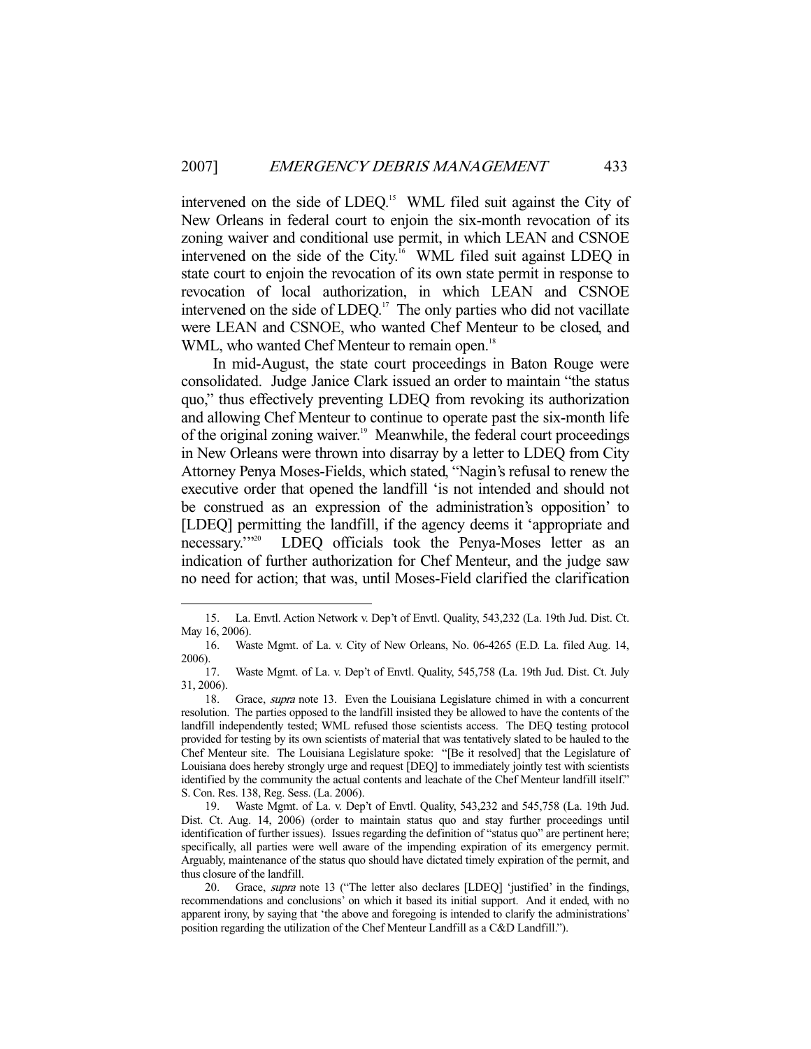intervened on the side of LDEQ.[15] WML filed suit against the City of New Orleans in federal court to enjoin the six-month revocation of its zoning waiver and conditional use permit, in which LEAN and CSNOE intervened on the side of the City.[16] WML filed suit against LDEQ in state court to enjoin the revocation of its own state permit in response to revocation of local authorization, in which LEAN and CSNOE intervened on the side of LDEQ.[17] The only parties who did not vacillate were LEAN and CSNOE, who wanted Chef Menteur to be closed, and WML, who wanted Chef Menteur to remain open.[18]

In mid-August, the state court proceedings in Baton Rouge were consolidated. Judge Janice Clark issued an order to maintain "the status quo," thus effectively preventing LDEQ from revoking its authorization and allowing Chef Menteur to continue to operate past the six-month life of the original zoning waiver.[19] Meanwhile, the federal court proceedings in New Orleans were thrown into disarray by a letter to LDEQ from City Attorney Penya Moses-Fields, which stated, "Nagin's refusal to renew the executive order that opened the landfill 'is not intended and should not be construed as an expression of the administration's opposition' to [LDEQ] permitting the landfill, if the agency deems it 'appropriate and necessary.'"[20] LDEQ officials took the Penya-Moses letter as an indication of further authorization for Chef Menteur, and the judge saw no need for action; that was, until Moses-Field clarified the clarification

---

15. La. Envtl. Action Network v. Dep't of Envtl. Quality, 543,232 (La. 19th Jud. Dist. Ct. May 16, 2006).

16. Waste Mgmt. of La. v. City of New Orleans, No. 06-4265 (E.D. La. filed Aug. 14, 2006).

17. Waste Mgmt. of La. v. Dep't of Envtl. Quality, 545,758 (La. 19th Jud. Dist. Ct. July 31, 2006).

18. Grace, *supra* note 13. Even the Louisiana Legislature chimed in with a concurrent resolution. The parties opposed to the landfill insisted they be allowed to have the contents of the landfill independently tested; WML refused those scientists access. The DEQ testing protocol provided for testing by its own scientists of material that was tentatively slated to be hauled to the Chef Menteur site. The Louisiana Legislature spoke: "[Be it resolved] that the Legislature of Louisiana does hereby strongly urge and request [DEQ] to immediately jointly test with scientists identified by the community the actual contents and leachate of the Chef Menteur landfill itself." S. Con. Res. 138, Reg. Sess. (La. 2006).

19. Waste Mgmt. of La. v. Dep't of Envtl. Quality, 543,232 and 545,758 (La. 19th Jud. Dist. Ct. Aug. 14, 2006) (order to maintain status quo and stay further proceedings until identification of further issues). Issues regarding the definition of "status quo" are pertinent here; specifically, all parties were well aware of the impending expiration of its emergency permit. Arguably, maintenance of the status quo should have dictated timely expiration of the permit, and thus closure of the landfill.

20. Grace, *supra* note 13 ("The letter also declares [LDEQ] 'justified' in the findings, recommendations and conclusions' on which it based its initial support. And it ended, with no apparent irony, by saying that 'the above and foregoing is intended to clarify the administrations' position regarding the utilization of the Chef Menteur Landfill as a C&D Landfill.").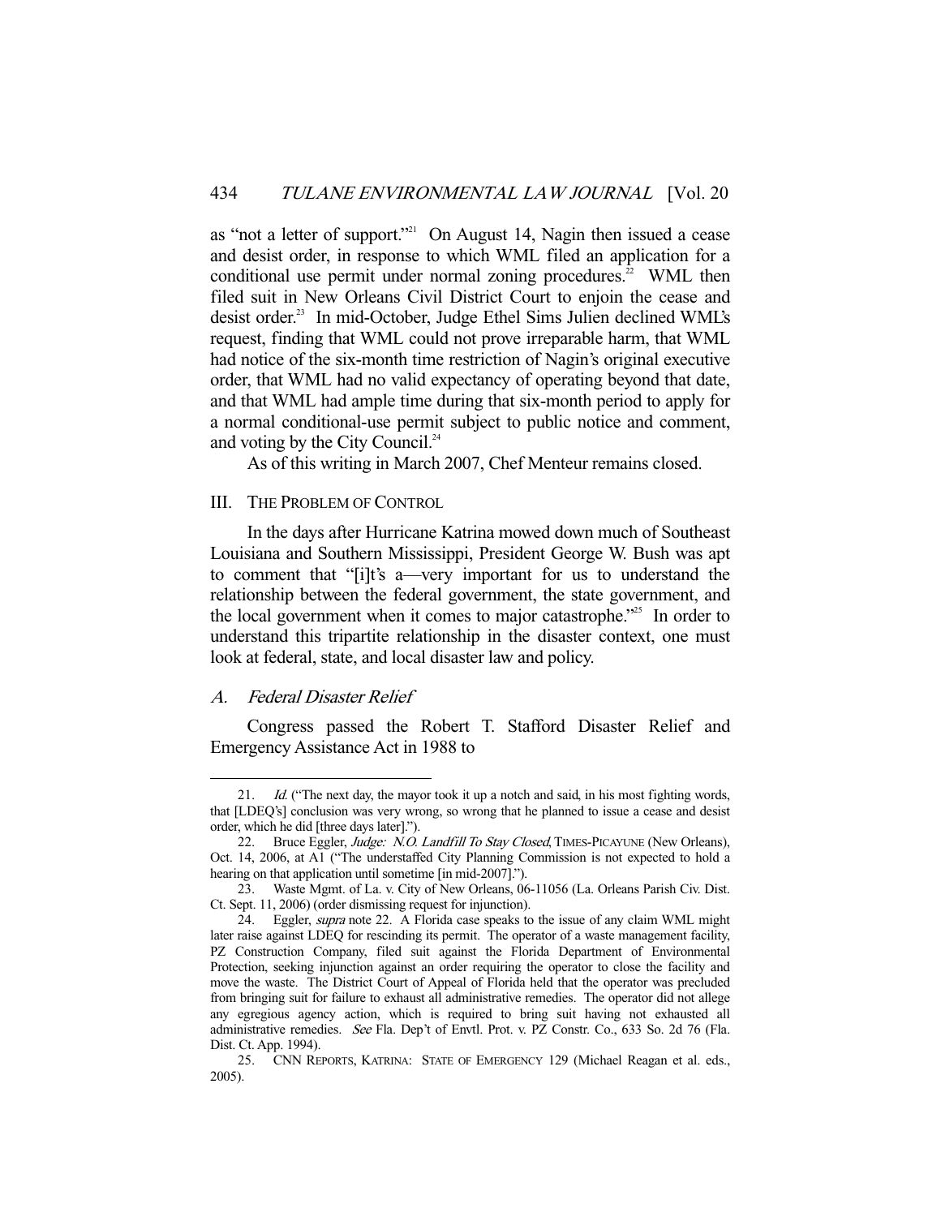as "not a letter of support."[21] On August 14, Nagin then issued a cease and desist order, in response to which WML filed an application for a conditional use permit under normal zoning procedures.[22] WML then filed suit in New Orleans Civil District Court to enjoin the cease and desist order.[23] In mid-October, Judge Ethel Sims Julien declined WML's request, finding that WML could not prove irreparable harm, that WML had notice of the six-month time restriction of Nagin's original executive order, that WML had no valid expectancy of operating beyond that date, and that WML had ample time during that six-month period to apply for a normal conditional-use permit subject to public notice and comment, and voting by the City Council.[24]

As of this writing in March 2007, Chef Menteur remains closed.

## III. The Problem of Control

In the days after Hurricane Katrina mowed down much of Southeast Louisiana and Southern Mississippi, President George W. Bush was apt to comment that "[i]t's a—very important for us to understand the relationship between the federal government, the state government, and the local government when it comes to major catastrophe."[25] In order to understand this tripartite relationship in the disaster context, one must look at federal, state, and local disaster law and policy.

### A. Federal Disaster Relief

Congress passed the Robert T. Stafford Disaster Relief and Emergency Assistance Act in 1988 to

---

21. *Id.* ("The next day, the mayor took it up a notch and said, in his most fighting words, that [LDEQ's] conclusion was very wrong, so wrong that he planned to issue a cease and desist order, which he did [three days later].").

22. Bruce Eggler, *Judge: N.O. Landfill To Stay Closed*, TIMES-PICAYUNE (New Orleans), Oct. 14, 2006, at A1 ("The understaffed City Planning Commission is not expected to hold a hearing on that application until sometime [in mid-2007].").

23. Waste Mgmt. of La. v. City of New Orleans, 06-11056 (La. Orleans Parish Civ. Dist. Ct. Sept. 11, 2006) (order dismissing request for injunction).

24. Eggler, *supra* note 22. A Florida case speaks to the issue of any claim WML might later raise against LDEQ for rescinding its permit. The operator of a waste management facility, PZ Construction Company, filed suit against the Florida Department of Environmental Protection, seeking injunction against an order requiring the operator to close the facility and move the waste. The District Court of Appeal of Florida held that the operator was precluded from bringing suit for failure to exhaust all administrative remedies. The operator did not allege any egregious agency action, which is required to bring suit having not exhausted all administrative remedies. *See* Fla. Dep't of Envtl. Prot. v. PZ Constr. Co., 633 So. 2d 76 (Fla. Dist. Ct. App. 1994).

25. CNN REPORTS, KATRINA: STATE OF EMERGENCY 129 (Michael Reagan et al. eds., 2005).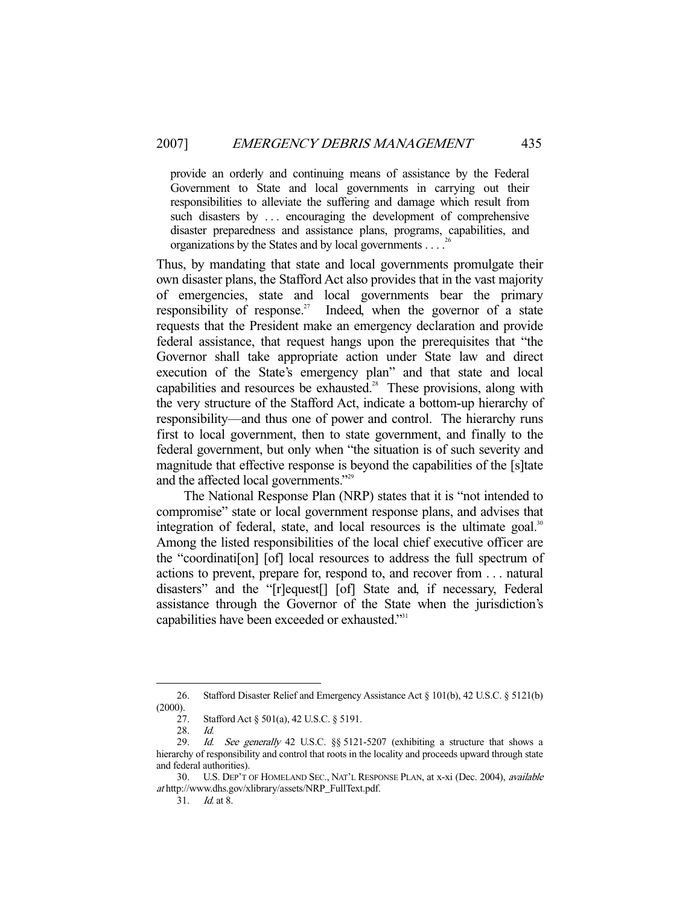> provide an orderly and continuing means of assistance by the Federal Government to State and local governments in carrying out their responsibilities to alleviate the suffering and damage which result from such disasters by . . . encouraging the development of comprehensive disaster preparedness and assistance plans, programs, capabilities, and organizations by the States and by local governments . . . .[26]

Thus, by mandating that state and local governments promulgate their own disaster plans, the Stafford Act also provides that in the vast majority of emergencies, state and local governments bear the primary responsibility of response.[27] Indeed, when the governor of a state requests that the President make an emergency declaration and provide federal assistance, that request hangs upon the prerequisites that "the Governor shall take appropriate action under State law and direct execution of the State's emergency plan" and that state and local capabilities and resources be exhausted.[28] These provisions, along with the very structure of the Stafford Act, indicate a bottom-up hierarchy of responsibility—and thus one of power and control. The hierarchy runs first to local government, then to state government, and finally to the federal government, but only when "the situation is of such severity and magnitude that effective response is beyond the capabilities of the [s]tate and the affected local governments."[29]

The National Response Plan (NRP) states that it is "not intended to compromise" state or local government response plans, and advises that integration of federal, state, and local resources is the ultimate goal.[30] Among the listed responsibilities of the local chief executive officer are the "coordinati[on] [of] local resources to address the full spectrum of actions to prevent, prepare for, respond to, and recover from . . . natural disasters" and the "[r]equest[] [of] State and, if necessary, Federal assistance through the Governor of the State when the jurisdiction's capabilities have been exceeded or exhausted."[31]

---

26. Stafford Disaster Relief and Emergency Assistance Act § 101(b), 42 U.S.C. § 5121(b) (2000).

27. Stafford Act § 501(a), 42 U.S.C. § 5191.

28. *Id.*

29. *Id.* *See generally* 42 U.S.C. §§ 5121-5207 (exhibiting a structure that shows a hierarchy of responsibility and control that roots in the locality and proceeds upward through state and federal authorities).

30. U.S. DEP'T OF HOMELAND SEC., NAT'L RESPONSE PLAN, at x-xi (Dec. 2004), *available at* http://www.dhs.gov/xlibrary/assets/NRP_FullText.pdf.

31. *Id.* at 8.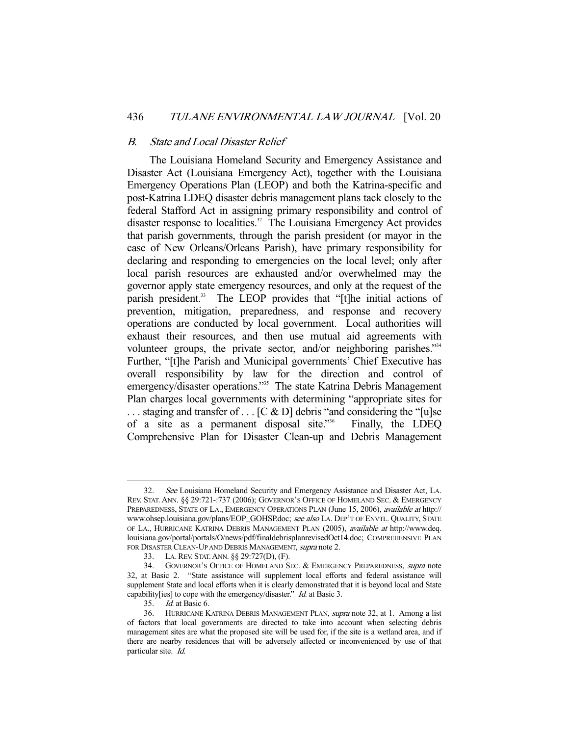### *B. State and Local Disaster Relief*

The Louisiana Homeland Security and Emergency Assistance and Disaster Act (Louisiana Emergency Act), together with the Louisiana Emergency Operations Plan (LEOP) and both the Katrina-specific and post-Katrina LDEQ disaster debris management plans tack closely to the federal Stafford Act in assigning primary responsibility and control of disaster response to localities.[32] The Louisiana Emergency Act provides that parish governments, through the parish president (or mayor in the case of New Orleans/Orleans Parish), have primary responsibility for declaring and responding to emergencies on the local level; only after local parish resources are exhausted and/or overwhelmed may the governor apply state emergency resources, and only at the request of the parish president.[33] The LEOP provides that "[t]he initial actions of prevention, mitigation, preparedness, and response and recovery operations are conducted by local government. Local authorities will exhaust their resources, and then use mutual aid agreements with volunteer groups, the private sector, and/or neighboring parishes."[34] Further, "[t]he Parish and Municipal governments' Chief Executive has overall responsibility by law for the direction and control of emergency/disaster operations."[35] The state Katrina Debris Management Plan charges local governments with determining "appropriate sites for . . . staging and transfer of . . . [C & D] debris "and considering the "[u]se of a site as a permanent disposal site."[36] Finally, the LDEQ Comprehensive Plan for Disaster Clean-up and Debris Management

---

32. *See* Louisiana Homeland Security and Emergency Assistance and Disaster Act, LA. REV. STAT. ANN. §§ 29:721-:737 (2006); GOVERNOR'S OFFICE OF HOMELAND SEC. & EMERGENCY PREPAREDNESS, STATE OF LA., EMERGENCY OPERATIONS PLAN (June 15, 2006), *available at* http://www.ohsep.louisiana.gov/plans/EOP_GOHSEP.doc; *see also* LA. DEP'T OF ENVTL. QUALITY, STATE OF LA., HURRICANE KATRINA DEBRIS MANAGEMENT PLAN (2005), *available at* http://www.deq.louisiana.gov/portal/portals/O/news/pdf/finaldebrisplanrevisedOct14.doc; COMPREHENSIVE PLAN FOR DISASTER CLEAN-UP AND DEBRIS MANAGEMENT, *supra* note 2.

33. LA. REV. STAT. ANN. §§ 29:727(D), (F).

34. GOVERNOR'S OFFICE OF HOMELAND SEC. & EMERGENCY PREPAREDNESS, *supra* note 32, at Basic 2. "State assistance will supplement local efforts and federal assistance will supplement State and local efforts when it is clearly demonstrated that it is beyond local and State capability[ies] to cope with the emergency/disaster." *Id.* at Basic 3.

35. *Id.* at Basic 6.

36. HURRICANE KATRINA DEBRIS MANAGEMENT PLAN, *supra* note 32, at 1. Among a list of factors that local governments are directed to take into account when selecting debris management sites are what the proposed site will be used for, if the site is a wetland area, and if there are nearby residences that will be adversely affected or inconvenienced by use of that particular site. *Id.*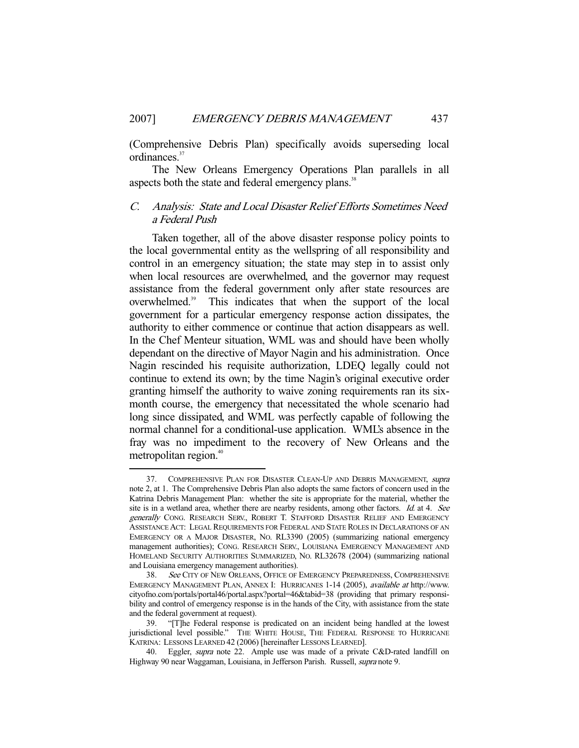(Comprehensive Debris Plan) specifically avoids superseding local ordinances.[37]

The New Orleans Emergency Operations Plan parallels in all aspects both the state and federal emergency plans.[38]

### C. *Analysis: State and Local Disaster Relief Efforts Sometimes Need a Federal Push*

Taken together, all of the above disaster response policy points to the local governmental entity as the wellspring of all responsibility and control in an emergency situation; the state may step in to assist only when local resources are overwhelmed, and the governor may request assistance from the federal government only after state resources are overwhelmed.[39] This indicates that when the support of the local government for a particular emergency response action dissipates, the authority to either commence or continue that action disappears as well. In the Chef Menteur situation, WML was and should have been wholly dependant on the directive of Mayor Nagin and his administration. Once Nagin rescinded his requisite authorization, LDEQ legally could not continue to extend its own; by the time Nagin's original executive order granting himself the authority to waive zoning requirements ran its six-month course, the emergency that necessitated the whole scenario had long since dissipated, and WML was perfectly capable of following the normal channel for a conditional-use application. WML's absence in the fray was no impediment to the recovery of New Orleans and the metropolitan region.[40]

---

37. COMPREHENSIVE PLAN FOR DISASTER CLEAN-UP AND DEBRIS MANAGEMENT, *supra* note 2, at 1. The Comprehensive Debris Plan also adopts the same factors of concern used in the Katrina Debris Management Plan: whether the site is appropriate for the material, whether the site is in a wetland area, whether there are nearby residents, among other factors. *Id.* at 4. *See generally* CONG. RESEARCH SERV., ROBERT T. STAFFORD DISASTER RELIEF AND EMERGENCY ASSISTANCE ACT: LEGAL REQUIREMENTS FOR FEDERAL AND STATE ROLES IN DECLARATIONS OF AN EMERGENCY OR A MAJOR DISASTER, NO. RL3390 (2005) (summarizing national emergency management authorities); CONG. RESEARCH SERV., LOUISIANA EMERGENCY MANAGEMENT AND HOMELAND SECURITY AUTHORITIES SUMMARIZED, NO. RL32678 (2004) (summarizing national and Louisiana emergency management authorities).

38. *See* CITY OF NEW ORLEANS, OFFICE OF EMERGENCY PREPAREDNESS, COMPREHENSIVE EMERGENCY MANAGEMENT PLAN, ANNEX I: HURRICANES 1-14 (2005), *available at* http://www.cityofno.com/portals/portal46/portal.aspx?portal=46&tabid=38 (providing that primary responsibility and control of emergency response is in the hands of the City, with assistance from the state and the federal government at request).

39. "[T]he Federal response is predicated on an incident being handled at the lowest jurisdictional level possible." THE WHITE HOUSE, THE FEDERAL RESPONSE TO HURRICANE KATRINA: LESSONS LEARNED 42 (2006) [hereinafter LESSONS LEARNED].

40. Eggler, *supra* note 22. Ample use was made of a private C&D-rated landfill on Highway 90 near Waggaman, Louisiana, in Jefferson Parish. Russell, *supra* note 9.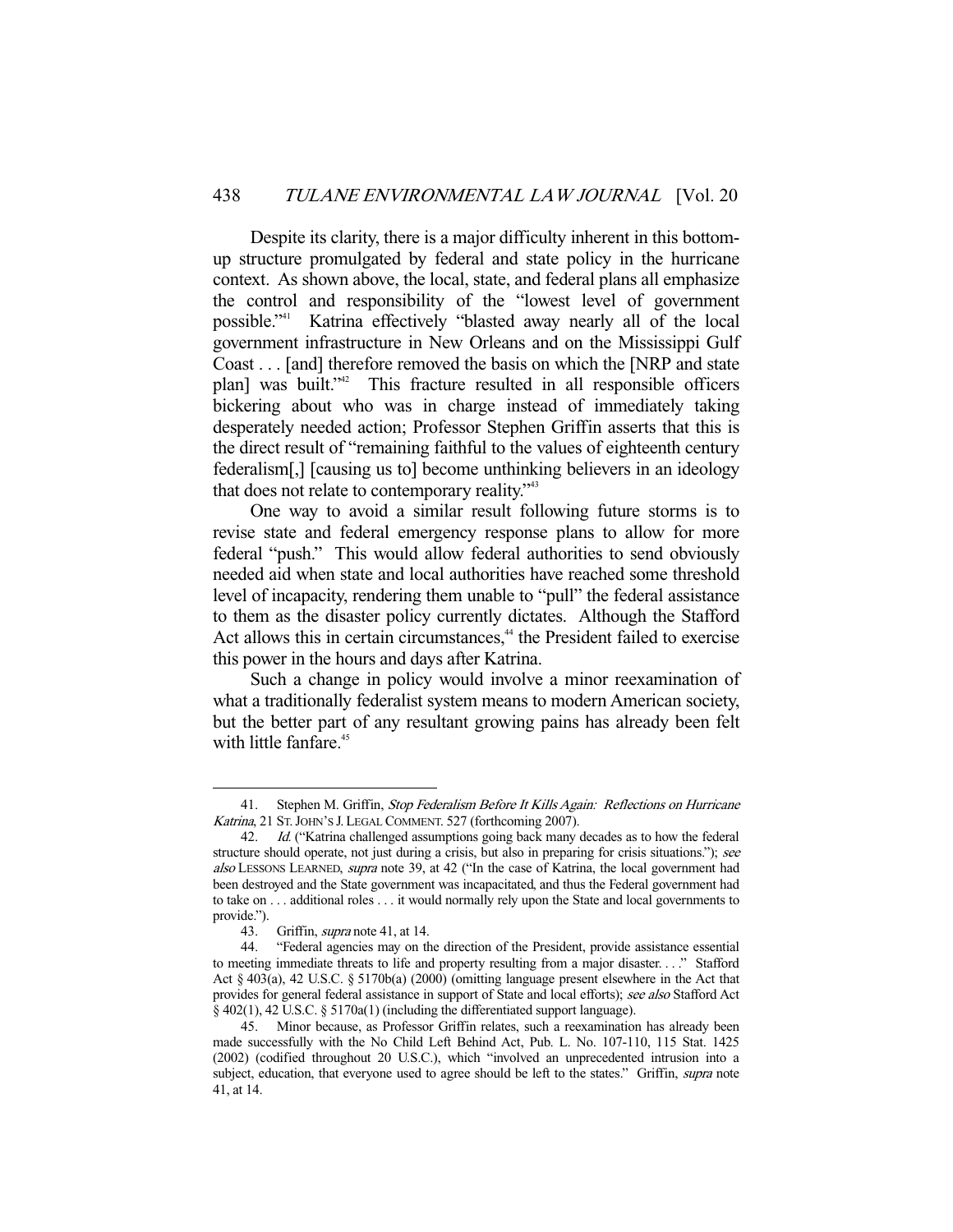Despite its clarity, there is a major difficulty inherent in this bottom-up structure promulgated by federal and state policy in the hurricane context. As shown above, the local, state, and federal plans all emphasize the control and responsibility of the "lowest level of government possible."[41] Katrina effectively "blasted away nearly all of the local government infrastructure in New Orleans and on the Mississippi Gulf Coast . . . [and] therefore removed the basis on which the [NRP and state plan] was built."[42] This fracture resulted in all responsible officers bickering about who was in charge instead of immediately taking desperately needed action; Professor Stephen Griffin asserts that this is the direct result of "remaining faithful to the values of eighteenth century federalism[,] [causing us to] become unthinking believers in an ideology that does not relate to contemporary reality."[43]

One way to avoid a similar result following future storms is to revise state and federal emergency response plans to allow for more federal "push." This would allow federal authorities to send obviously needed aid when state and local authorities have reached some threshold level of incapacity, rendering them unable to "pull" the federal assistance to them as the disaster policy currently dictates. Although the Stafford Act allows this in certain circumstances,[44] the President failed to exercise this power in the hours and days after Katrina.

Such a change in policy would involve a minor reexamination of what a traditionally federalist system means to modern American society, but the better part of any resultant growing pains has already been felt with little fanfare.[45]

---

41. Stephen M. Griffin, *Stop Federalism Before It Kills Again: Reflections on Hurricane Katrina*, 21 ST. JOHN'S J. LEGAL COMMENT. 527 (forthcoming 2007).

42. *Id.* ("Katrina challenged assumptions going back many decades as to how the federal structure should operate, not just during a crisis, but also in preparing for crisis situations."); *see also* LESSONS LEARNED, *supra* note 39, at 42 ("In the case of Katrina, the local government had been destroyed and the State government was incapacitated, and thus the Federal government had to take on . . . additional roles . . . it would normally rely upon the State and local governments to provide.").

43. Griffin, *supra* note 41, at 14.

44. "Federal agencies may on the direction of the President, provide assistance essential to meeting immediate threats to life and property resulting from a major disaster. . . ." Stafford Act § 403(a), 42 U.S.C. § 5170b(a) (2000) (omitting language present elsewhere in the Act that provides for general federal assistance in support of State and local efforts); *see also* Stafford Act § 402(1), 42 U.S.C. § 5170a(1) (including the differentiated support language).

45. Minor because, as Professor Griffin relates, such a reexamination has already been made successfully with the No Child Left Behind Act, Pub. L. No. 107-110, 115 Stat. 1425 (2002) (codified throughout 20 U.S.C.), which "involved an unprecedented intrusion into a subject, education, that everyone used to agree should be left to the states." Griffin, *supra* note 41, at 14.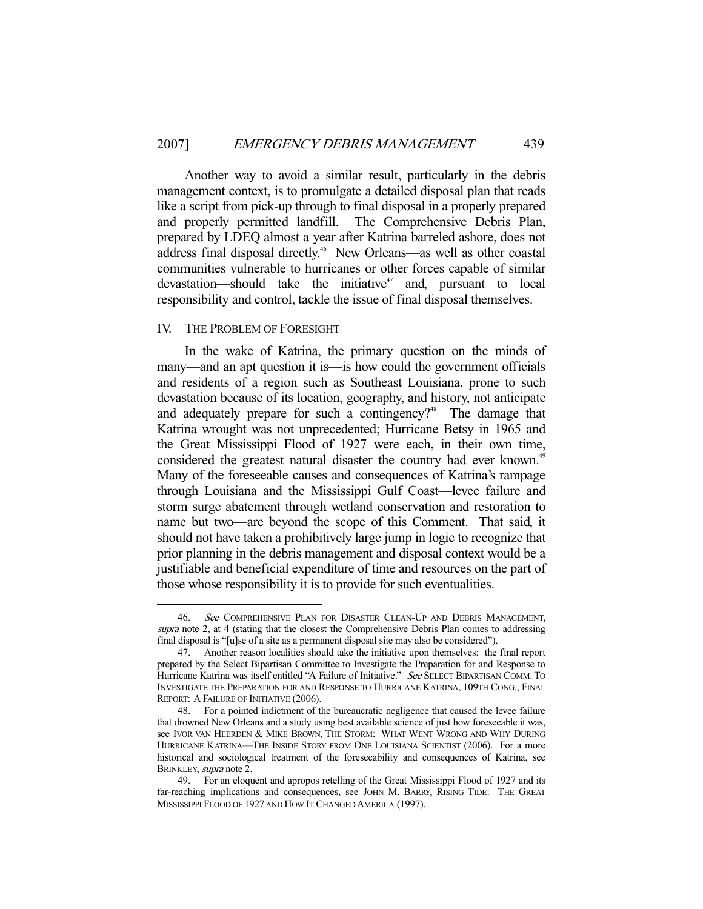Another way to avoid a similar result, particularly in the debris management context, is to promulgate a detailed disposal plan that reads like a script from pick-up through to final disposal in a properly prepared and properly permitted landfill. The Comprehensive Debris Plan, prepared by LDEQ almost a year after Katrina barreled ashore, does not address final disposal directly.[46] New Orleans—as well as other coastal communities vulnerable to hurricanes or other forces capable of similar devastation—should take the initiative[47] and, pursuant to local responsibility and control, tackle the issue of final disposal themselves.

## IV. THE PROBLEM OF FORESIGHT

In the wake of Katrina, the primary question on the minds of many—and an apt question it is—is how could the government officials and residents of a region such as Southeast Louisiana, prone to such devastation because of its location, geography, and history, not anticipate and adequately prepare for such a contingency?[48] The damage that Katrina wrought was not unprecedented; Hurricane Betsy in 1965 and the Great Mississippi Flood of 1927 were each, in their own time, considered the greatest natural disaster the country had ever known.[49] Many of the foreseeable causes and consequences of Katrina's rampage through Louisiana and the Mississippi Gulf Coast—levee failure and storm surge abatement through wetland conservation and restoration to name but two—are beyond the scope of this Comment. That said, it should not have taken a prohibitively large jump in logic to recognize that prior planning in the debris management and disposal context would be a justifiable and beneficial expenditure of time and resources on the part of those whose responsibility it is to provide for such eventualities.

---

46. *See* COMPREHENSIVE PLAN FOR DISASTER CLEAN-UP AND DEBRIS MANAGEMENT, *supra* note 2, at 4 (stating that the closest the Comprehensive Debris Plan comes to addressing final disposal is "[u]se of a site as a permanent disposal site may also be considered").

47. Another reason localities should take the initiative upon themselves: the final report prepared by the Select Bipartisan Committee to Investigate the Preparation for and Response to Hurricane Katrina was itself entitled "A Failure of Initiative." *See* SELECT BIPARTISAN COMM. TO INVESTIGATE THE PREPARATION FOR AND RESPONSE TO HURRICANE KATRINA, 109TH CONG., FINAL REPORT: A FAILURE OF INITIATIVE (2006).

48. For a pointed indictment of the bureaucratic negligence that caused the levee failure that drowned New Orleans and a study using best available science of just how foreseeable it was, see IVOR VAN HEERDEN & MIKE BROWN, THE STORM: WHAT WENT WRONG AND WHY DURING HURRICANE KATRINA—THE INSIDE STORY FROM ONE LOUISIANA SCIENTIST (2006). For a more historical and sociological treatment of the foreseeability and consequences of Katrina, see BRINKLEY, *supra* note 2.

49. For an eloquent and apropos retelling of the Great Mississippi Flood of 1927 and its far-reaching implications and consequences, see JOHN M. BARRY, RISING TIDE: THE GREAT MISSISSIPPI FLOOD OF 1927 AND HOW IT CHANGED AMERICA (1997).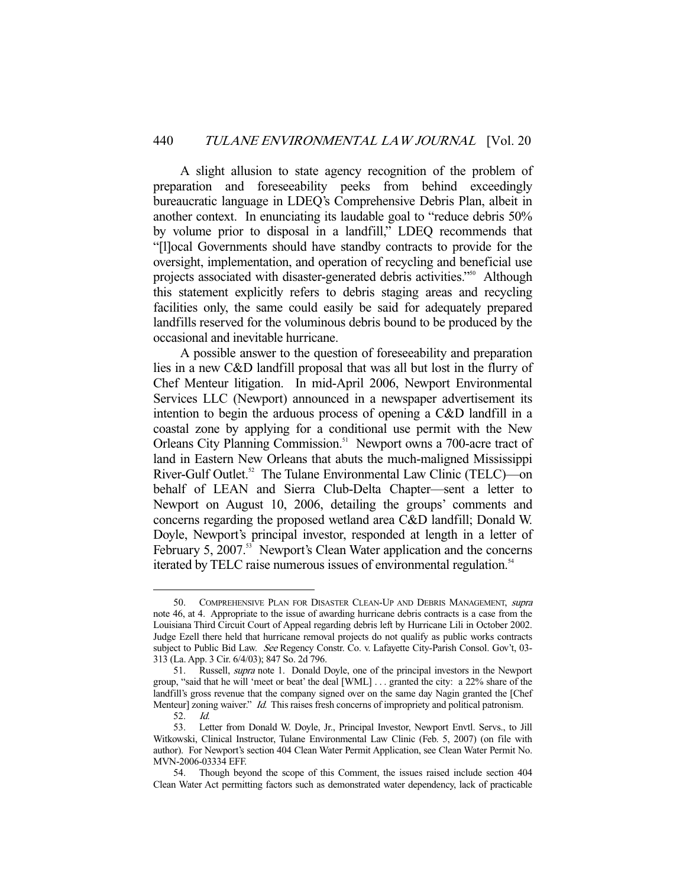A slight allusion to state agency recognition of the problem of preparation and foreseeability peeks from behind exceedingly bureaucratic language in LDEQ's Comprehensive Debris Plan, albeit in another context. In enunciating its laudable goal to "reduce debris 50% by volume prior to disposal in a landfill," LDEQ recommends that "[l]ocal Governments should have standby contracts to provide for the oversight, implementation, and operation of recycling and beneficial use projects associated with disaster-generated debris activities."[50] Although this statement explicitly refers to debris staging areas and recycling facilities only, the same could easily be said for adequately prepared landfills reserved for the voluminous debris bound to be produced by the occasional and inevitable hurricane.

A possible answer to the question of foreseeability and preparation lies in a new C&D landfill proposal that was all but lost in the flurry of Chef Menteur litigation. In mid-April 2006, Newport Environmental Services LLC (Newport) announced in a newspaper advertisement its intention to begin the arduous process of opening a C&D landfill in a coastal zone by applying for a conditional use permit with the New Orleans City Planning Commission.[51] Newport owns a 700-acre tract of land in Eastern New Orleans that abuts the much-maligned Mississippi River-Gulf Outlet.[52] The Tulane Environmental Law Clinic (TELC)—on behalf of LEAN and Sierra Club-Delta Chapter—sent a letter to Newport on August 10, 2006, detailing the groups' comments and concerns regarding the proposed wetland area C&D landfill; Donald W. Doyle, Newport's principal investor, responded at length in a letter of February 5, 2007.[53] Newport's Clean Water application and the concerns iterated by TELC raise numerous issues of environmental regulation.[54]

---

50. COMPREHENSIVE PLAN FOR DISASTER CLEAN-UP AND DEBRIS MANAGEMENT, *supra* note 46, at 4. Appropriate to the issue of awarding hurricane debris contracts is a case from the Louisiana Third Circuit Court of Appeal regarding debris left by Hurricane Lili in October 2002. Judge Ezell there held that hurricane removal projects do not qualify as public works contracts subject to Public Bid Law. *See* Regency Constr. Co. v. Lafayette City-Parish Consol. Gov't, 03-313 (La. App. 3 Cir. 6/4/03); 847 So. 2d 796.

51. Russell, *supra* note 1. Donald Doyle, one of the principal investors in the Newport group, "said that he will 'meet or beat' the deal [WML] . . . granted the city: a 22% share of the landfill's gross revenue that the company signed over on the same day Nagin granted the [Chef Menteur] zoning waiver." *Id.* This raises fresh concerns of impropriety and political patronism.

52. *Id.*

53. Letter from Donald W. Doyle, Jr., Principal Investor, Newport Envtl. Servs., to Jill Witkowski, Clinical Instructor, Tulane Environmental Law Clinic (Feb. 5, 2007) (on file with author). For Newport's section 404 Clean Water Permit Application, see Clean Water Permit No. MVN-2006-03334 EFF.

54. Though beyond the scope of this Comment, the issues raised include section 404 Clean Water Act permitting factors such as demonstrated water dependency, lack of practicable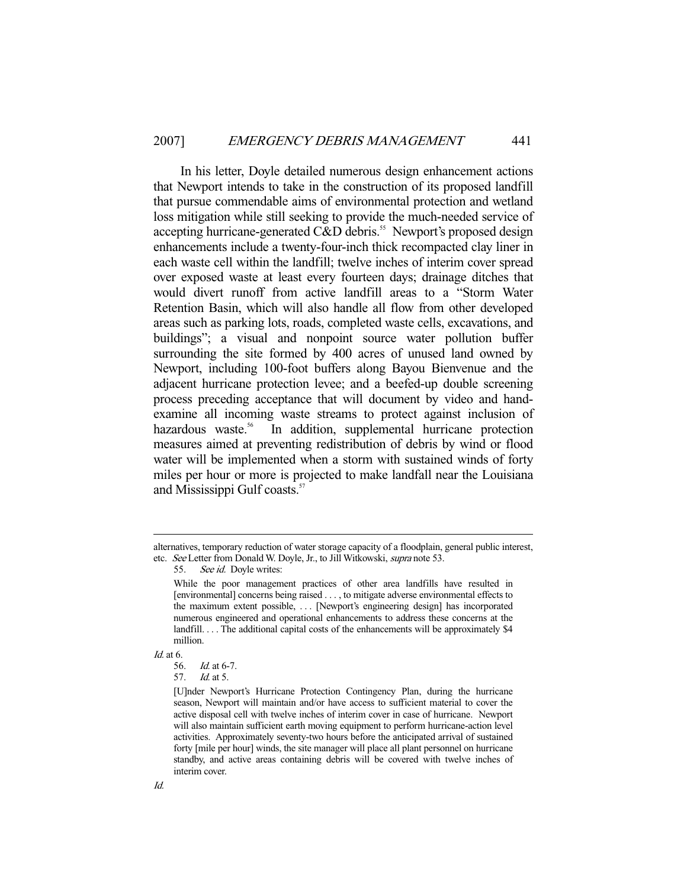In his letter, Doyle detailed numerous design enhancement actions that Newport intends to take in the construction of its proposed landfill that pursue commendable aims of environmental protection and wetland loss mitigation while still seeking to provide the much-needed service of accepting hurricane-generated C&D debris.[55] Newport's proposed design enhancements include a twenty-four-inch thick recompacted clay liner in each waste cell within the landfill; twelve inches of interim cover spread over exposed waste at least every fourteen days; drainage ditches that would divert runoff from active landfill areas to a "Storm Water Retention Basin, which will also handle all flow from other developed areas such as parking lots, roads, completed waste cells, excavations, and buildings"; a visual and nonpoint source water pollution buffer surrounding the site formed by 400 acres of unused land owned by Newport, including 100-foot buffers along Bayou Bienvenue and the adjacent hurricane protection levee; and a beefed-up double screening process preceding acceptance that will document by video and hand-examine all incoming waste streams to protect against inclusion of hazardous waste.[56] In addition, supplemental hurricane protection measures aimed at preventing redistribution of debris by wind or flood water will be implemented when a storm with sustained winds of forty miles per hour or more is projected to make landfall near the Louisiana and Mississippi Gulf coasts.[57]

---

alternatives, temporary reduction of water storage capacity of a floodplain, general public interest, etc. *See* Letter from Donald W. Doyle, Jr., to Jill Witkowski, *supra* note 53.

55. *See id.* Doyle writes:

> While the poor management practices of other area landfills have resulted in [environmental] concerns being raised . . . , to mitigate adverse environmental effects to the maximum extent possible, . . . [Newport's engineering design] has incorporated numerous engineered and operational enhancements to address these concerns at the landfill. . . . The additional capital costs of the enhancements will be approximately $4 million.

*Id.* at 6.

56. *Id.* at 6-7.

57. *Id.* at 5.

> [U]nder Newport's Hurricane Protection Contingency Plan, during the hurricane season, Newport will maintain and/or have access to sufficient material to cover the active disposal cell with twelve inches of interim cover in case of hurricane. Newport will also maintain sufficient earth moving equipment to perform hurricane-action level activities. Approximately seventy-two hours before the anticipated arrival of sustained forty [mile per hour] winds, the site manager will place all plant personnel on hurricane standby, and active areas containing debris will be covered with twelve inches of interim cover.

*Id.*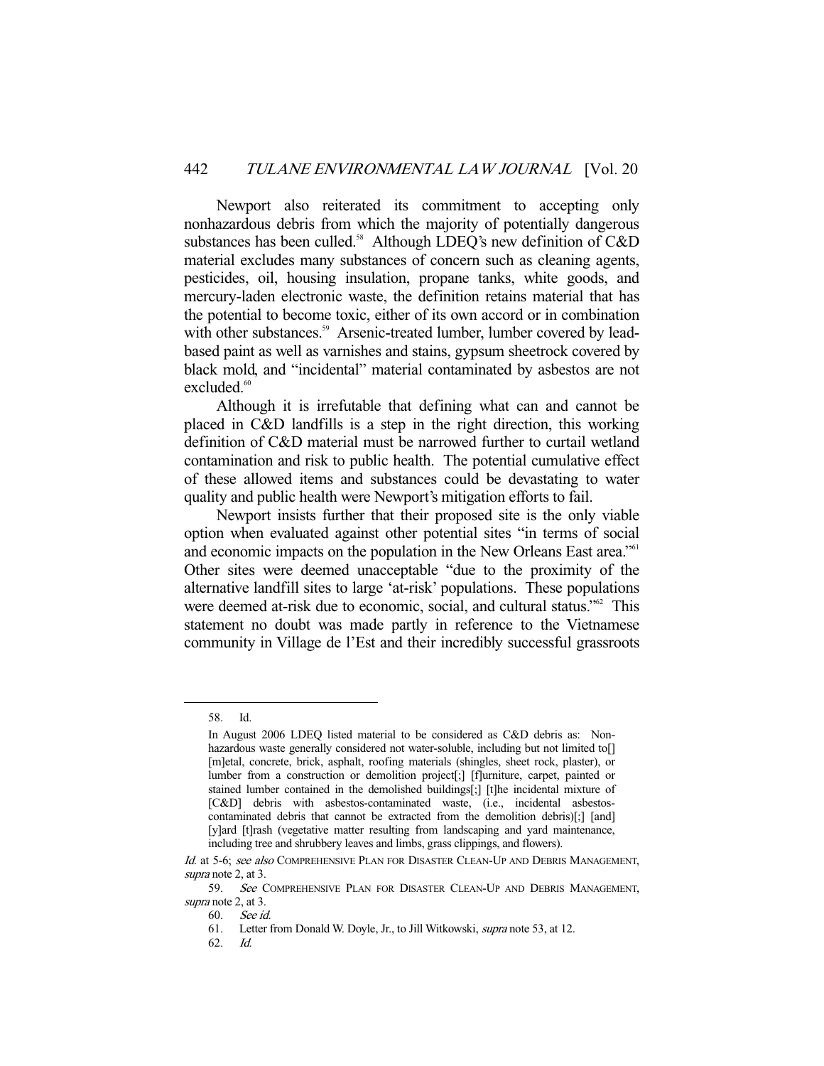Newport also reiterated its commitment to accepting only nonhazardous debris from which the majority of potentially dangerous substances has been culled.[58] Although LDEQ's new definition of C&D material excludes many substances of concern such as cleaning agents, pesticides, oil, housing insulation, propane tanks, white goods, and mercury-laden electronic waste, the definition retains material that has the potential to become toxic, either of its own accord or in combination with other substances.[59] Arsenic-treated lumber, lumber covered by lead-based paint as well as varnishes and stains, gypsum sheetrock covered by black mold, and "incidental" material contaminated by asbestos are not excluded.[60]

Although it is irrefutable that defining what can and cannot be placed in C&D landfills is a step in the right direction, this working definition of C&D material must be narrowed further to curtail wetland contamination and risk to public health. The potential cumulative effect of these allowed items and substances could be devastating to water quality and public health were Newport's mitigation efforts to fail.

Newport insists further that their proposed site is the only viable option when evaluated against other potential sites "in terms of social and economic impacts on the population in the New Orleans East area."[61] Other sites were deemed unacceptable "due to the proximity of the alternative landfill sites to large 'at-risk' populations. These populations were deemed at-risk due to economic, social, and cultural status."[62] This statement no doubt was made partly in reference to the Vietnamese community in Village de l'Est and their incredibly successful grassroots

---

58. Id.

In August 2006 LDEQ listed material to be considered as C&D debris as: Non-hazardous waste generally considered not water-soluble, including but not limited to[] [m]etal, concrete, brick, asphalt, roofing materials (shingles, sheet rock, plaster), or lumber from a construction or demolition project[;] [f]urniture, carpet, painted or stained lumber contained in the demolished buildings[;] [t]he incidental mixture of [C&D] debris with asbestos-contaminated waste, (i.e., incidental asbestos-contaminated debris that cannot be extracted from the demolition debris)[;] [and] [y]ard [t]rash (vegetative matter resulting from landscaping and yard maintenance, including tree and shrubbery leaves and limbs, grass clippings, and flowers).

*Id.* at 5-6; *see also* COMPREHENSIVE PLAN FOR DISASTER CLEAN-UP AND DEBRIS MANAGEMENT, *supra* note 2, at 3.

59. *See* COMPREHENSIVE PLAN FOR DISASTER CLEAN-UP AND DEBRIS MANAGEMENT, *supra* note 2, at 3.

60. *See id.*

61. Letter from Donald W. Doyle, Jr., to Jill Witkowski, *supra* note 53, at 12.

62. *Id.*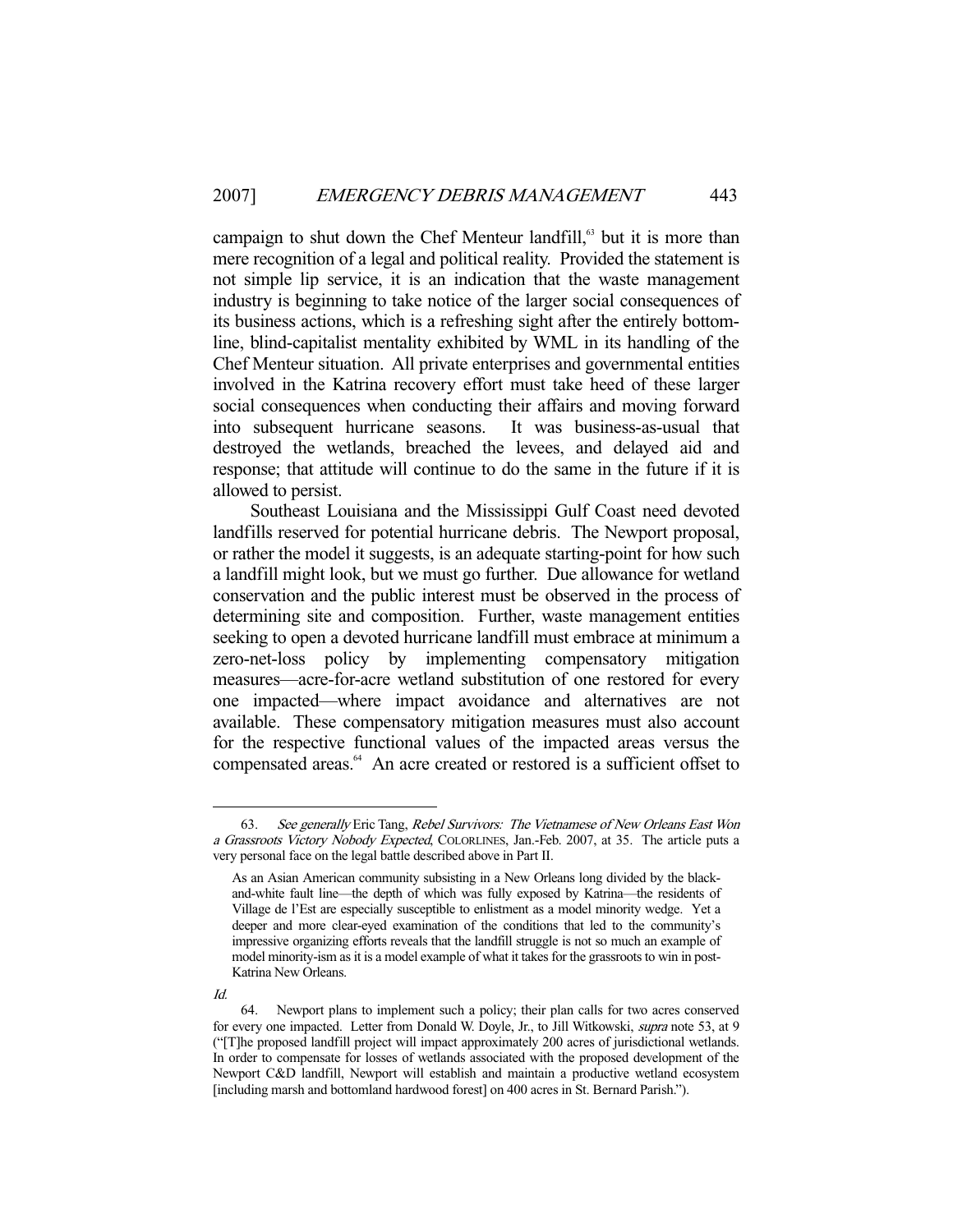campaign to shut down the Chef Menteur landfill,[63] but it is more than mere recognition of a legal and political reality. Provided the statement is not simple lip service, it is an indication that the waste management industry is beginning to take notice of the larger social consequences of its business actions, which is a refreshing sight after the entirely bottom-line, blind-capitalist mentality exhibited by WML in its handling of the Chef Menteur situation. All private enterprises and governmental entities involved in the Katrina recovery effort must take heed of these larger social consequences when conducting their affairs and moving forward into subsequent hurricane seasons. It was business-as-usual that destroyed the wetlands, breached the levees, and delayed aid and response; that attitude will continue to do the same in the future if it is allowed to persist.

Southeast Louisiana and the Mississippi Gulf Coast need devoted landfills reserved for potential hurricane debris. The Newport proposal, or rather the model it suggests, is an adequate starting-point for how such a landfill might look, but we must go further. Due allowance for wetland conservation and the public interest must be observed in the process of determining site and composition. Further, waste management entities seeking to open a devoted hurricane landfill must embrace at minimum a zero-net-loss policy by implementing compensatory mitigation measures—acre-for-acre wetland substitution of one restored for every one impacted—where impact avoidance and alternatives are not available. These compensatory mitigation measures must also account for the respective functional values of the impacted areas versus the compensated areas.[64] An acre created or restored is a sufficient offset to

---

63. *See generally* Eric Tang, *Rebel Survivors: The Vietnamese of New Orleans East Won a Grassroots Victory Nobody Expected*, COLORLINES, Jan.-Feb. 2007, at 35. The article puts a very personal face on the legal battle described above in Part II.

> As an Asian American community subsisting in a New Orleans long divided by the black-and-white fault line—the depth of which was fully exposed by Katrina—the residents of Village de l'Est are especially susceptible to enlistment as a model minority wedge. Yet a deeper and more clear-eyed examination of the conditions that led to the community's impressive organizing efforts reveals that the landfill struggle is not so much an example of model minority-ism as it is a model example of what it takes for the grassroots to win in post-Katrina New Orleans.

*Id.*

64. Newport plans to implement such a policy; their plan calls for two acres conserved for every one impacted. Letter from Donald W. Doyle, Jr., to Jill Witkowski, *supra* note 53, at 9 ("[T]he proposed landfill project will impact approximately 200 acres of jurisdictional wetlands. In order to compensate for losses of wetlands associated with the proposed development of the Newport C&D landfill, Newport will establish and maintain a productive wetland ecosystem [including marsh and bottomland hardwood forest] on 400 acres in St. Bernard Parish.").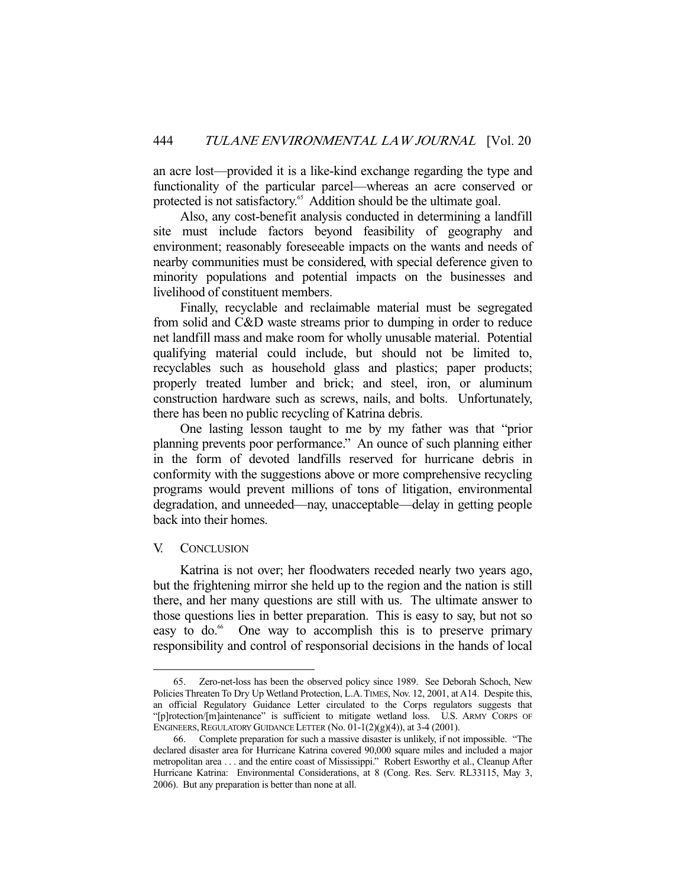an acre lost—provided it is a like-kind exchange regarding the type and functionality of the particular parcel—whereas an acre conserved or protected is not satisfactory.[65] Addition should be the ultimate goal.

Also, any cost-benefit analysis conducted in determining a landfill site must include factors beyond feasibility of geography and environment; reasonably foreseeable impacts on the wants and needs of nearby communities must be considered, with special deference given to minority populations and potential impacts on the businesses and livelihood of constituent members.

Finally, recyclable and reclaimable material must be segregated from solid and C&D waste streams prior to dumping in order to reduce net landfill mass and make room for wholly unusable material. Potential qualifying material could include, but should not be limited to, recyclables such as household glass and plastics; paper products; properly treated lumber and brick; and steel, iron, or aluminum construction hardware such as screws, nails, and bolts. Unfortunately, there has been no public recycling of Katrina debris.

One lasting lesson taught to me by my father was that "prior planning prevents poor performance." An ounce of such planning either in the form of devoted landfills reserved for hurricane debris in conformity with the suggestions above or more comprehensive recycling programs would prevent millions of tons of litigation, environmental degradation, and unneeded—nay, unacceptable—delay in getting people back into their homes.

## V. CONCLUSION

Katrina is not over; her floodwaters receded nearly two years ago, but the frightening mirror she held up to the region and the nation is still there, and her many questions are still with us. The ultimate answer to those questions lies in better preparation. This is easy to say, but not so easy to do.[66] One way to accomplish this is to preserve primary responsibility and control of responsorial decisions in the hands of local

---

65. Zero-net-loss has been the observed policy since 1989. See Deborah Schoch, New Policies Threaten To Dry Up Wetland Protection, L.A. TIMES, Nov. 12, 2001, at A14. Despite this, an official Regulatory Guidance Letter circulated to the Corps regulators suggests that "[p]rotection/[m]aintenance" is sufficient to mitigate wetland loss. U.S. ARMY CORPS OF ENGINEERS, REGULATORY GUIDANCE LETTER (No. 01-1(2)(g)(4)), at 3-4 (2001).

66. Complete preparation for such a massive disaster is unlikely, if not impossible. "The declared disaster area for Hurricane Katrina covered 90,000 square miles and included a major metropolitan area . . . and the entire coast of Mississippi." Robert Esworthy et al., Cleanup After Hurricane Katrina: Environmental Considerations, at 8 (Cong. Res. Serv. RL33115, May 3, 2006). But any preparation is better than none at all.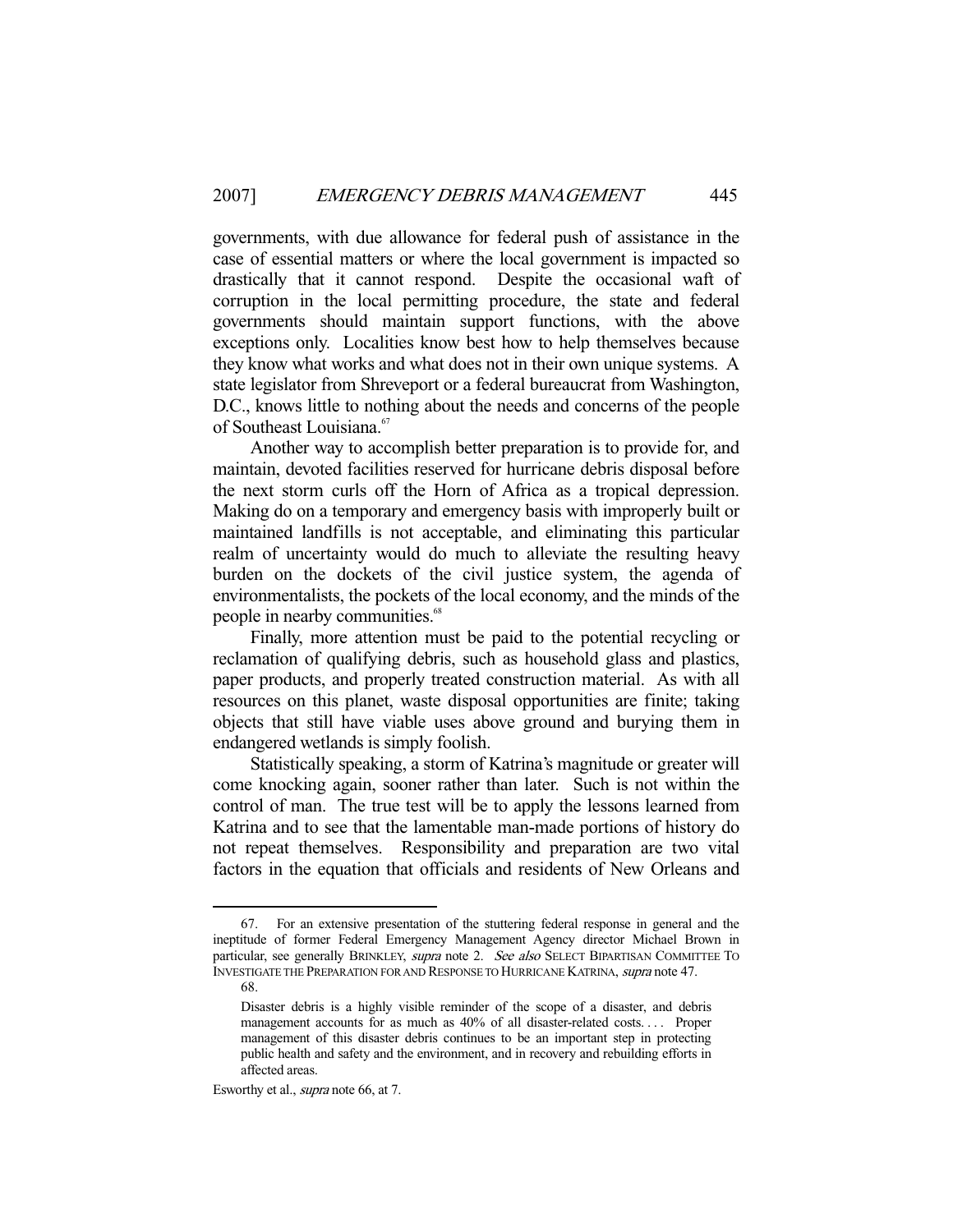governments, with due allowance for federal push of assistance in the case of essential matters or where the local government is impacted so drastically that it cannot respond. Despite the occasional waft of corruption in the local permitting procedure, the state and federal governments should maintain support functions, with the above exceptions only. Localities know best how to help themselves because they know what works and what does not in their own unique systems. A state legislator from Shreveport or a federal bureaucrat from Washington, D.C., knows little to nothing about the needs and concerns of the people of Southeast Louisiana.[67]

Another way to accomplish better preparation is to provide for, and maintain, devoted facilities reserved for hurricane debris disposal before the next storm curls off the Horn of Africa as a tropical depression. Making do on a temporary and emergency basis with improperly built or maintained landfills is not acceptable, and eliminating this particular realm of uncertainty would do much to alleviate the resulting heavy burden on the dockets of the civil justice system, the agenda of environmentalists, the pockets of the local economy, and the minds of the people in nearby communities.[68]

Finally, more attention must be paid to the potential recycling or reclamation of qualifying debris, such as household glass and plastics, paper products, and properly treated construction material. As with all resources on this planet, waste disposal opportunities are finite; taking objects that still have viable uses above ground and burying them in endangered wetlands is simply foolish.

Statistically speaking, a storm of Katrina's magnitude or greater will come knocking again, sooner rather than later. Such is not within the control of man. The true test will be to apply the lessons learned from Katrina and to see that the lamentable man-made portions of history do not repeat themselves. Responsibility and preparation are two vital factors in the equation that officials and residents of New Orleans and

---

67. For an extensive presentation of the stuttering federal response in general and the ineptitude of former Federal Emergency Management Agency director Michael Brown in particular, see generally BRINKLEY, *supra* note 2. *See also* SELECT BIPARTISAN COMMITTEE TO INVESTIGATE THE PREPARATION FOR AND RESPONSE TO HURRICANE KATRINA, *supra* note 47.

68.

> Disaster debris is a highly visible reminder of the scope of a disaster, and debris management accounts for as much as 40% of all disaster-related costs. . . . Proper management of this disaster debris continues to be an important step in protecting public health and safety and the environment, and in recovery and rebuilding efforts in affected areas.

Esworthy et al., *supra* note 66, at 7.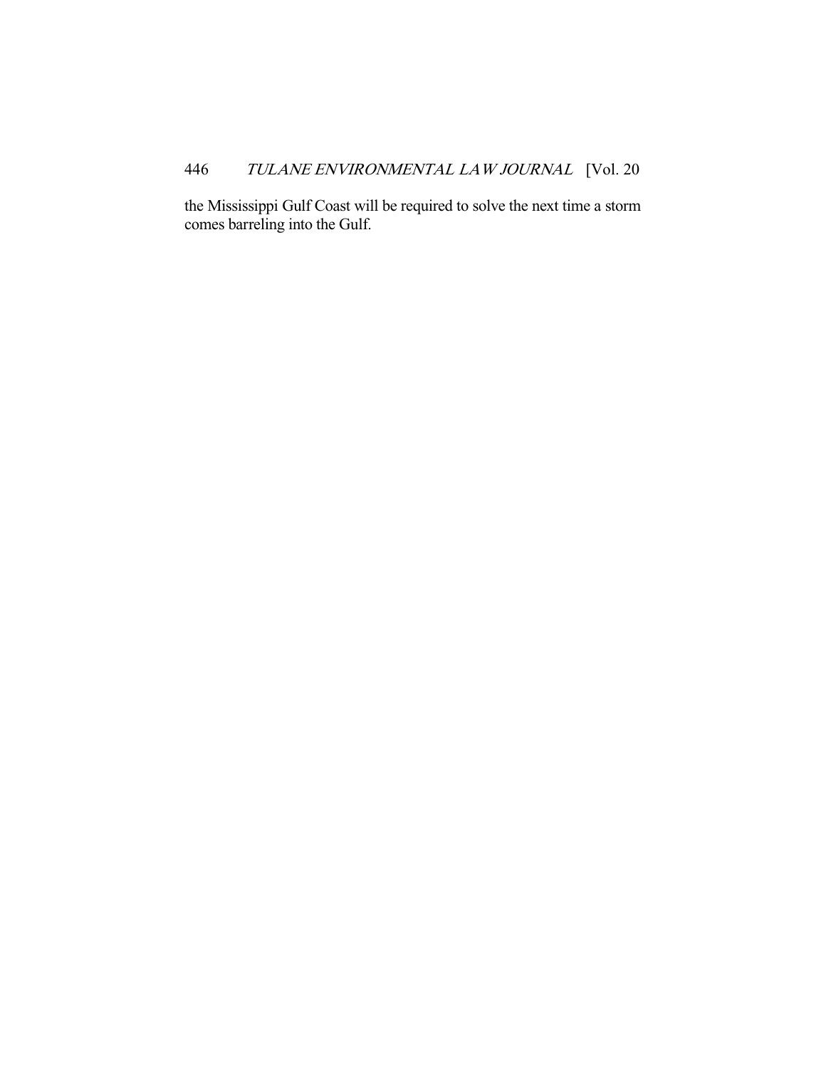the Mississippi Gulf Coast will be required to solve the next time a storm comes barreling into the Gulf.